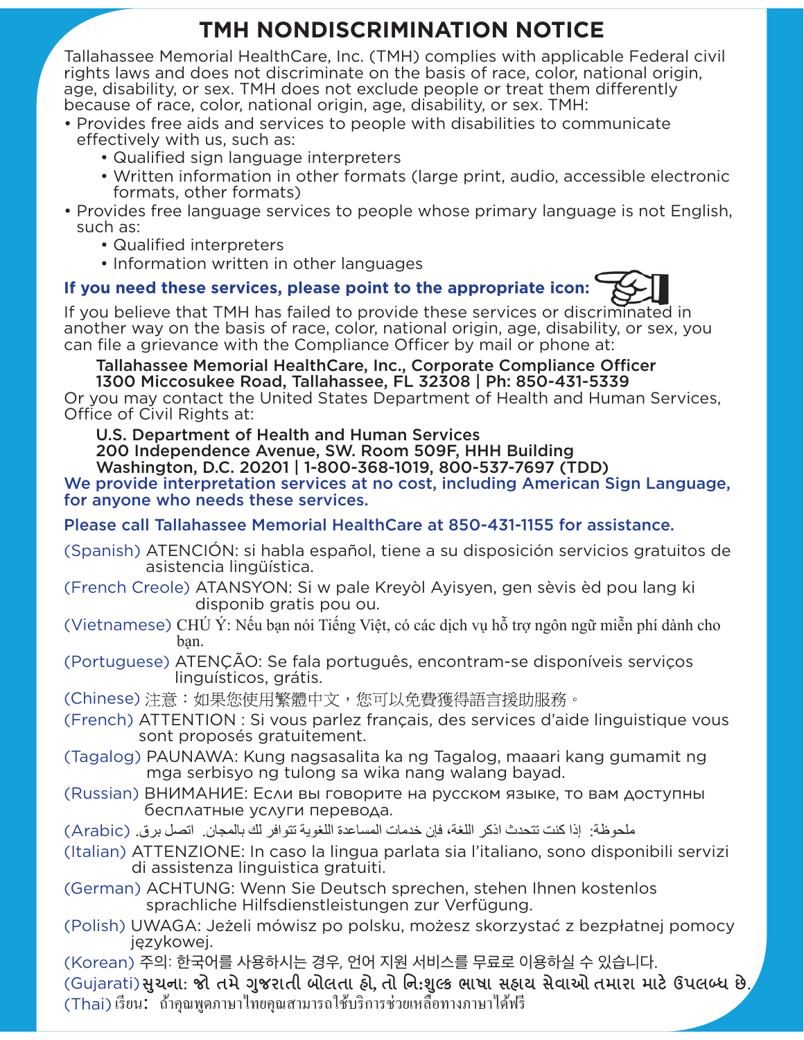# TMH NONDISCRIMINATION NOTICE

Tallahassee Memorial HealthCare, Inc. (TMH) complies with applicable Federal civil rights laws and does not discriminate on the basis of race, color, national origin, age, disability, or sex. TMH does not exclude people or treat them differently because of race, color, national origin, age, disability, or sex. TMH:

- Provides free aids and services to people with disabilities to communicate effectively with us, such as:
  - Qualified sign language interpreters
  - Written information in other formats (large print, audio, accessible electronic formats, other formats)
- Provides free language services to people whose primary language is not English, such as:
  - Qualified interpreters
  - Information written in other languages

**If you need these services, please point to the appropriate icon:**

If you believe that TMH has failed to provide these services or discriminated in another way on the basis of race, color, national origin, age, disability, or sex, you can file a grievance with the Compliance Officer by mail or phone at:

**Tallahassee Memorial HealthCare, Inc., Corporate Compliance Officer**
**1300 Miccosukee Road, Tallahassee, FL 32308 | Ph: 850-431-5339**

Or you may contact the United States Department of Health and Human Services, Office of Civil Rights at:

**U.S. Department of Health and Human Services**
**200 Independence Avenue, SW. Room 509F, HHH Building**
**Washington, D.C. 20201 | 1-800-368-1019, 800-537-7697 (TDD)**

**We provide interpretation services at no cost, including American Sign Language, for anyone who needs these services.**

**Please call Tallahassee Memorial HealthCare at 850-431-1155 for assistance.**

(Spanish) ATENCIÓN: si habla español, tiene a su disposición servicios gratuitos de asistencia lingüística.

(French Creole) ATANSYON: Si w pale Kreyòl Ayisyen, gen sèvis èd pou lang ki disponib gratis pou ou.

(Vietnamese) CHÚ Ý: Nếu bạn nói Tiếng Việt, có các dịch vụ hỗ trợ ngôn ngữ miễn phí dành cho bạn.

(Portuguese) ATENÇÃO: Se fala português, encontram-se disponíveis serviços linguísticos, grátis.

(Chinese) 注意：如果您使用繁體中文，您可以免費獲得語言援助服務。

(French) ATTENTION : Si vous parlez français, des services d’aide linguistique vous sont proposés gratuitement.

(Tagalog) PAUNAWA: Kung nagsasalita ka ng Tagalog, maaari kang gumamit ng mga serbisyo ng tulong sa wika nang walang bayad.

(Russian) ВНИМАНИЕ: Если вы говорите на русском языке, то вам доступны бесплатные услуги перевода.

(Arabic) ملحوظة: إذا كنت تتحدث اذكر اللغة، فإن خدمات المساعدة اللغوية تتوافر لك بالمجان. اتصل برق.

(Italian) ATTENZIONE: In caso la lingua parlata sia l’italiano, sono disponibili servizi di assistenza linguistica gratuiti.

(German) ACHTUNG: Wenn Sie Deutsch sprechen, stehen Ihnen kostenlos sprachliche Hilfsdienstleistungen zur Verfügung.

(Polish) UWAGA: Jeżeli mówisz po polsku, możesz skorzystać z bezpłatnej pomocy językowej.

(Korean) 주의: 한국어를 사용하시는 경우, 언어 지원 서비스를 무료로 이용하실 수 있습니다.

(Gujarati) સુચના: જો તમે ગુજરાતી બોલતા હો, તો નિ:શુલ્ક ભાષા સહાય સેવાઓ તમારા માટે ઉપલબ્ધ છે.

(Thai) เรียน: ถ้าคุณพูดภาษาไทยคุณสามารถใช้บริการช่วยเหลือทางภาษาได้ฟรี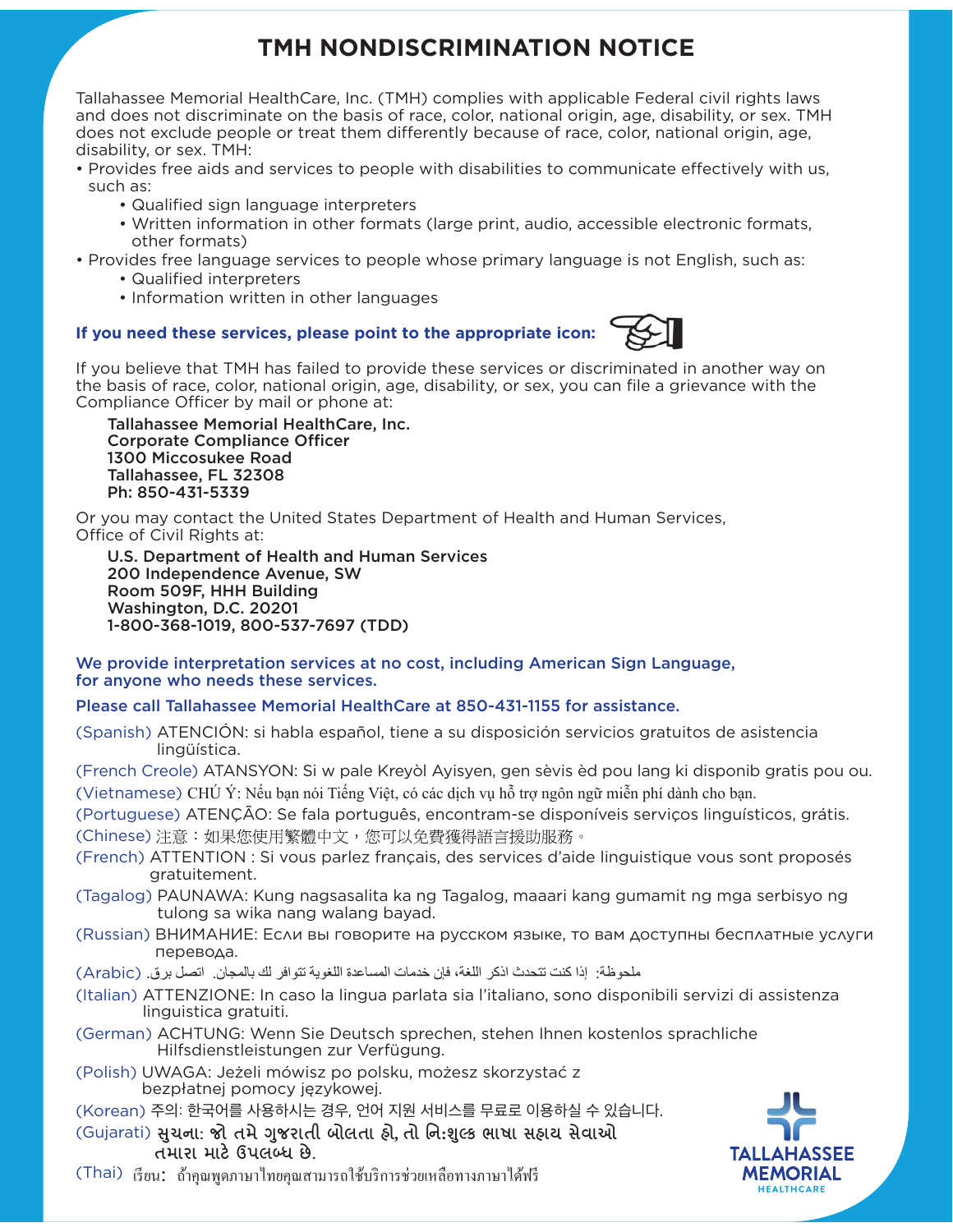# TMH NONDISCRIMINATION NOTICE

Tallahassee Memorial HealthCare, Inc. (TMH) complies with applicable Federal civil rights laws and does not discriminate on the basis of race, color, national origin, age, disability, or sex. TMH does not exclude people or treat them differently because of race, color, national origin, age, disability, or sex. TMH:

- Provides free aids and services to people with disabilities to communicate effectively with us, such as:
  - Qualified sign language interpreters
  - Written information in other formats (large print, audio, accessible electronic formats, other formats)
- Provides free language services to people whose primary language is not English, such as:
  - Qualified interpreters
  - Information written in other languages

**If you need these services, please point to the appropriate icon:**

If you believe that TMH has failed to provide these services or discriminated in another way on the basis of race, color, national origin, age, disability, or sex, you can file a grievance with the Compliance Officer by mail or phone at:

**Tallahassee Memorial HealthCare, Inc.**
**Corporate Compliance Officer**
**1300 Miccosukee Road**
**Tallahassee, FL 32308**
**Ph: 850-431-5339**

Or you may contact the United States Department of Health and Human Services, Office of Civil Rights at:

**U.S. Department of Health and Human Services**
**200 Independence Avenue, SW**
**Room 509F, HHH Building**
**Washington, D.C. 20201**
**1-800-368-1019, 800-537-7697 (TDD)**

**We provide interpretation services at no cost, including American Sign Language, for anyone who needs these services.**

**Please call Tallahassee Memorial HealthCare at 850-431-1155 for assistance.**

(Spanish) ATENCIÓN: si habla español, tiene a su disposición servicios gratuitos de asistencia lingüística.

(French Creole) ATANSYON: Si w pale Kreyòl Ayisyen, gen sèvis èd pou lang ki disponib gratis pou ou.

(Vietnamese) CHÚ Ý: Nếu bạn nói Tiếng Việt, có các dịch vụ hỗ trợ ngôn ngữ miễn phí dành cho bạn.

(Portuguese) ATENÇÃO: Se fala português, encontram-se disponíveis serviços linguísticos, grátis.

(Chinese) 注意：如果您使用繁體中文，您可以免費獲得語言援助服務。

(French) ATTENTION : Si vous parlez français, des services d'aide linguistique vous sont proposés gratuitement.

(Tagalog) PAUNAWA: Kung nagsasalita ka ng Tagalog, maaari kang gumamit ng mga serbisyo ng tulong sa wika nang walang bayad.

(Russian) ВНИМАНИЕ: Если вы говорите на русском языке, то вам доступны бесплатные услуги перевода.

(Arabic) ملحوظة: إذا كنت تتحدث اذكر اللغة، فإن خدمات المساعدة اللغوية تتوافر لك بالمجان. اتصل برقم.

(Italian) ATTENZIONE: In caso la lingua parlata sia l'italiano, sono disponibili servizi di assistenza linguistica gratuiti.

(German) ACHTUNG: Wenn Sie Deutsch sprechen, stehen Ihnen kostenlos sprachliche Hilfsdienstleistungen zur Verfügung.

(Polish) UWAGA: Jeżeli mówisz po polsku, możesz skorzystać z bezpłatnej pomocy językowej.

(Korean) 주의: 한국어를 사용하시는 경우, 언어 지원 서비스를 무료로 이용하실 수 있습니다.

(Gujarati) સુચના: જો તમે ગુજરાતી બોલતા હો, તો નિ:શુલ્ક ભાષા સહાય સેવાઓ તમારા માટે ઉપલબ્ધ છે.

(Thai) เรียน: ถ้าคุณพูดภาษาไทยคุณสามารถใช้บริการช่วยเหลือทางภาษาได้ฟรี

TALLAHASSEE MEMORIAL HEALTHCARE